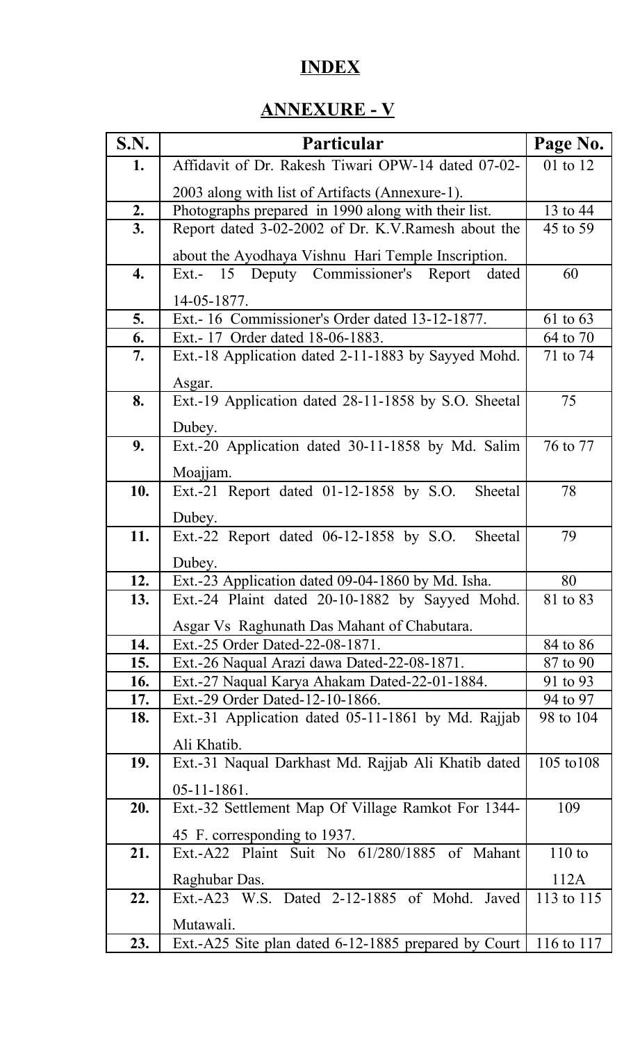# INDEX

## ANNEXURE - V

| S.N. | Particular | Page No. |
|---|---|---|
| **1.** | Affidavit of Dr. Rakesh Tiwari OPW-14 dated 07-02-2003 along with list of Artifacts (Annexure-1). | 01 to 12 |
| **2.** | Photographs prepared in 1990 along with their list. | 13 to 44 |
| **3.** | Report dated 3-02-2002 of Dr. K.V.Ramesh about the about the Ayodhaya Vishnu Hari Temple Inscription. | 45 to 59 |
| **4.** | Ext.- 15 Deputy Commissioner's Report dated 14-05-1877. | 60 |
| **5.** | Ext.- 16 Commissioner's Order dated 13-12-1877. | 61 to 63 |
| **6.** | Ext.- 17 Order dated 18-06-1883. | 64 to 70 |
| **7.** | Ext.-18 Application dated 2-11-1883 by Sayyed Mohd. Asgar. | 71 to 74 |
| **8.** | Ext.-19 Application dated 28-11-1858 by S.O. Sheetal Dubey. | 75 |
| **9.** | Ext.-20 Application dated 30-11-1858 by Md. Salim Moajjam. | 76 to 77 |
| **10.** | Ext.-21 Report dated 01-12-1858 by S.O. Sheetal Dubey. | 78 |
| **11.** | Ext.-22 Report dated 06-12-1858 by S.O. Sheetal Dubey. | 79 |
| **12.** | Ext.-23 Application dated 09-04-1860 by Md. Isha. | 80 |
| **13.** | Ext.-24 Plaint dated 20-10-1882 by Sayyed Mohd. Asgar Vs Raghunath Das Mahant of Chabutara. | 81 to 83 |
| **14.** | Ext.-25 Order Dated-22-08-1871. | 84 to 86 |
| **15.** | Ext.-26 Naqual Arazi dawa Dated-22-08-1871. | 87 to 90 |
| **16.** | Ext.-27 Naqual Karya Ahakam Dated-22-01-1884. | 91 to 93 |
| **17.** | Ext.-29 Order Dated-12-10-1866. | 94 to 97 |
| **18.** | Ext.-31 Application dated 05-11-1861 by Md. Rajjab Ali Khatib. | 98 to 104 |
| **19.** | Ext.-31 Naqual Darkhast Md. Rajjab Ali Khatib dated 05-11-1861. | 105 to108 |
| **20.** | Ext.-32 Settlement Map Of Village Ramkot For 1344-45 F. corresponding to 1937. | 109 |
| **21.** | Ext.-A22 Plaint Suit No 61/280/1885 of Mahant Raghubar Das. | 110 to 112A |
| **22.** | Ext.-A23 W.S. Dated 2-12-1885 of Mohd. Javed Mutawali. | 113 to 115 |
| **23.** | Ext.-A25 Site plan dated 6-12-1885 prepared by Court | 116 to 117 |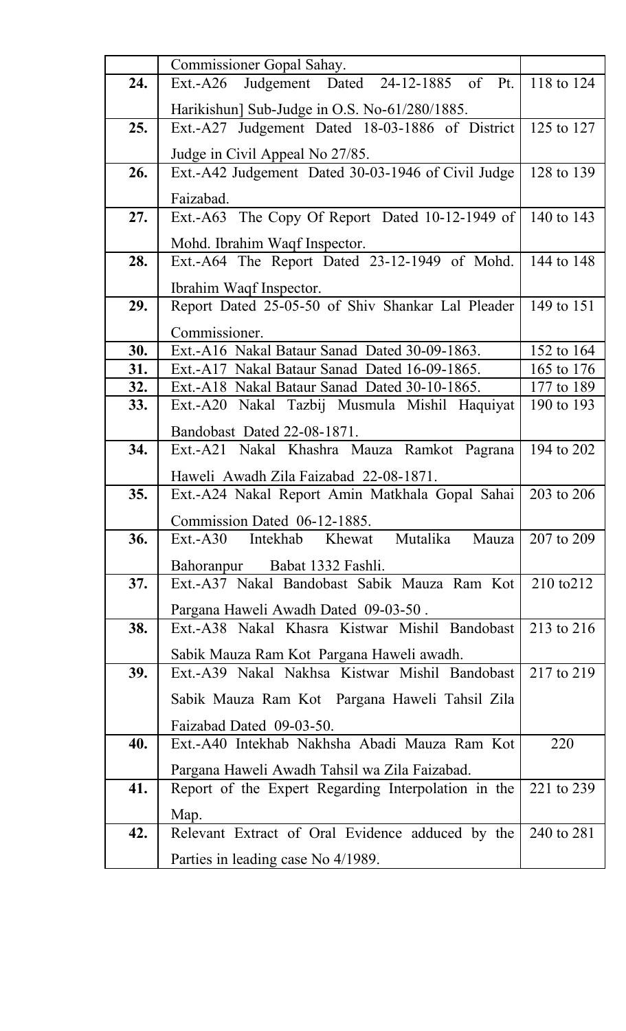|  |  |  |
|---|---|---|
|  | Commissioner Gopal Sahay. |  |
| **24.** | Ext.-A26 Judgement Dated 24-12-1885 of Pt. Harikishun] Sub-Judge in O.S. No-61/280/1885. | 118 to 124 |
| **25.** | Ext.-A27 Judgement Dated 18-03-1886 of District Judge in Civil Appeal No 27/85. | 125 to 127 |
| **26.** | Ext.-A42 Judgement Dated 30-03-1946 of Civil Judge Faizabad. | 128 to 139 |
| **27.** | Ext.-A63 The Copy Of Report Dated 10-12-1949 of Mohd. Ibrahim Waqf Inspector. | 140 to 143 |
| **28.** | Ext.-A64 The Report Dated 23-12-1949 of Mohd. Ibrahim Waqf Inspector. | 144 to 148 |
| **29.** | Report Dated 25-05-50 of Shiv Shankar Lal Pleader Commissioner. | 149 to 151 |
| **30.** | Ext.-A16 Nakal Bataur Sanad Dated 30-09-1863. | 152 to 164 |
| **31.** | Ext.-A17 Nakal Bataur Sanad Dated 16-09-1865. | 165 to 176 |
| **32.** | Ext.-A18 Nakal Bataur Sanad Dated 30-10-1865. | 177 to 189 |
| **33.** | Ext.-A20 Nakal Tazbij Musmula Mishil Haquiyat Bandobast Dated 22-08-1871. | 190 to 193 |
| **34.** | Ext.-A21 Nakal Khashra Mauza Ramkot Pagrana Haweli Awadh Zila Faizabad 22-08-1871. | 194 to 202 |
| **35.** | Ext.-A24 Nakal Report Amin Matkhala Gopal Sahai Commission Dated 06-12-1885. | 203 to 206 |
| **36.** | Ext.-A30 Intekhab Khewat Mutalika Mauza Bahoranpur Babat 1332 Fashli. | 207 to 209 |
| **37.** | Ext.-A37 Nakal Bandobast Sabik Mauza Ram Kot Pargana Haweli Awadh Dated 09-03-50 . | 210 to212 |
| **38.** | Ext.-A38 Nakal Khasra Kistwar Mishil Bandobast Sabik Mauza Ram Kot Pargana Haweli awadh. | 213 to 216 |
| **39.** | Ext.-A39 Nakal Nakhsa Kistwar Mishil Bandobast Sabik Mauza Ram Kot Pargana Haweli Tahsil Zila Faizabad Dated 09-03-50. | 217 to 219 |
| **40.** | Ext.-A40 Intekhab Nakhsha Abadi Mauza Ram Kot Pargana Haweli Awadh Tahsil wa Zila Faizabad. | 220 |
| **41.** | Report of the Expert Regarding Interpolation in the Map. | 221 to 239 |
| **42.** | Relevant Extract of Oral Evidence adduced by the Parties in leading case No 4/1989. | 240 to 281 |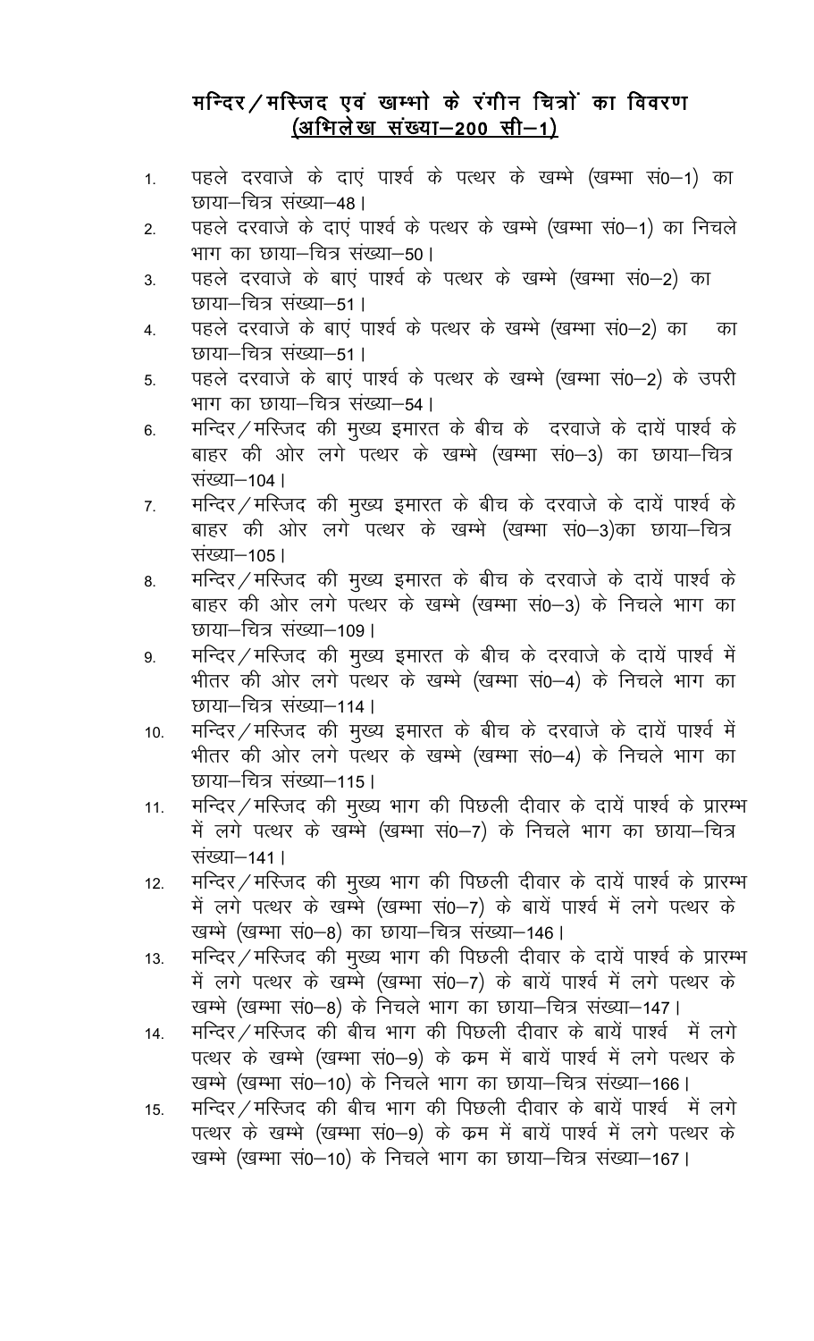# मन्दिर/मस्जिद एवं खम्भो के रंगीन चित्रों का विवरण
## (अभिलेखा संख्या–200 सी–1)

1. पहले दरवाजे के दाएं पार्श्व के पत्थर के खम्भे (खम्भा सं0–1) का छाया–चित्र संख्या–48।
2. पहले दरवाजे के दाएं पार्श्व के पत्थर के खम्भे (खम्भा सं0–1) का निचले भाग का छाया–चित्र संख्या–50।
3. पहले दरवाजे के बाएं पार्श्व के पत्थर के खम्भे (खम्भा सं0–2) का छाया–चित्र संख्या–51।
4. पहले दरवाजे के बाएं पार्श्व के पत्थर के खम्भे (खम्भा सं0–2) का का छाया–चित्र संख्या–51।
5. पहले दरवाजे के बाएं पार्श्व के पत्थर के खम्भे (खम्भा सं0–2) के उपरी भाग का छाया–चित्र संख्या–54।
6. मन्दिर/मस्जिद की मुख्य इमारत के बीच के दरवाजे के दायें पार्श्व के बाहर की ओर लगे पत्थर के खम्भे (खम्भा सं0–3) का छाया–चित्र संख्या–104।
7. मन्दिर/मस्जिद की मुख्य इमारत के बीच के दरवाजे के दायें पार्श्व के बाहर की ओर लगे पत्थर के खम्भे (खम्भा सं0–3)का छाया–चित्र संख्या–105।
8. मन्दिर/मस्जिद की मुख्य इमारत के बीच के दरवाजे के दायें पार्श्व के बाहर की ओर लगे पत्थर के खम्भे (खम्भा सं0–3) के निचले भाग का छाया–चित्र संख्या–109।
9. मन्दिर/मस्जिद की मुख्य इमारत के बीच के दरवाजे के दायें पार्श्व में भीतर की ओर लगे पत्थर के खम्भे (खम्भा सं0–4) के निचले भाग का छाया–चित्र संख्या–114।
10. मन्दिर/मस्जिद की मुख्य इमारत के बीच के दरवाजे के दायें पार्श्व में भीतर की ओर लगे पत्थर के खम्भे (खम्भा सं0–4) के निचले भाग का छाया–चित्र संख्या–115।
11. मन्दिर/मस्जिद की मुख्य भाग की पिछली दीवार के दायें पार्श्व के प्रारम्भ में लगे पत्थर के खम्भे (खम्भा सं0–7) के निचले भाग का छाया–चित्र संख्या–141।
12. मन्दिर/मस्जिद की मुख्य भाग की पिछली दीवार के दायें पार्श्व के प्रारम्भ में लगे पत्थर के खम्भे (खम्भा सं0–7) के बायें पार्श्व में लगे पत्थर के खम्भे (खम्भा सं0–8) का छाया–चित्र संख्या–146।
13. मन्दिर/मस्जिद की मुख्य भाग की पिछली दीवार के दायें पार्श्व के प्रारम्भ में लगे पत्थर के खम्भे (खम्भा सं0–7) के बायें पार्श्व में लगे पत्थर के खम्भे (खम्भा सं0–8) के निचले भाग का छाया–चित्र संख्या–147।
14. मन्दिर/मस्जिद की बीच भाग की पिछली दीवार के बायें पार्श्व में लगे पत्थर के खम्भे (खम्भा सं0–9) के कम में बायें पार्श्व में लगे पत्थर के खम्भे (खम्भा सं0–10) के निचले भाग का छाया–चित्र संख्या–166।
15. मन्दिर/मस्जिद की बीच भाग की पिछली दीवार के बायें पार्श्व में लगे पत्थर के खम्भे (खम्भा सं0–9) के कम में बायें पार्श्व में लगे पत्थर के खम्भे (खम्भा सं0–10) के निचले भाग का छाया–चित्र संख्या–167।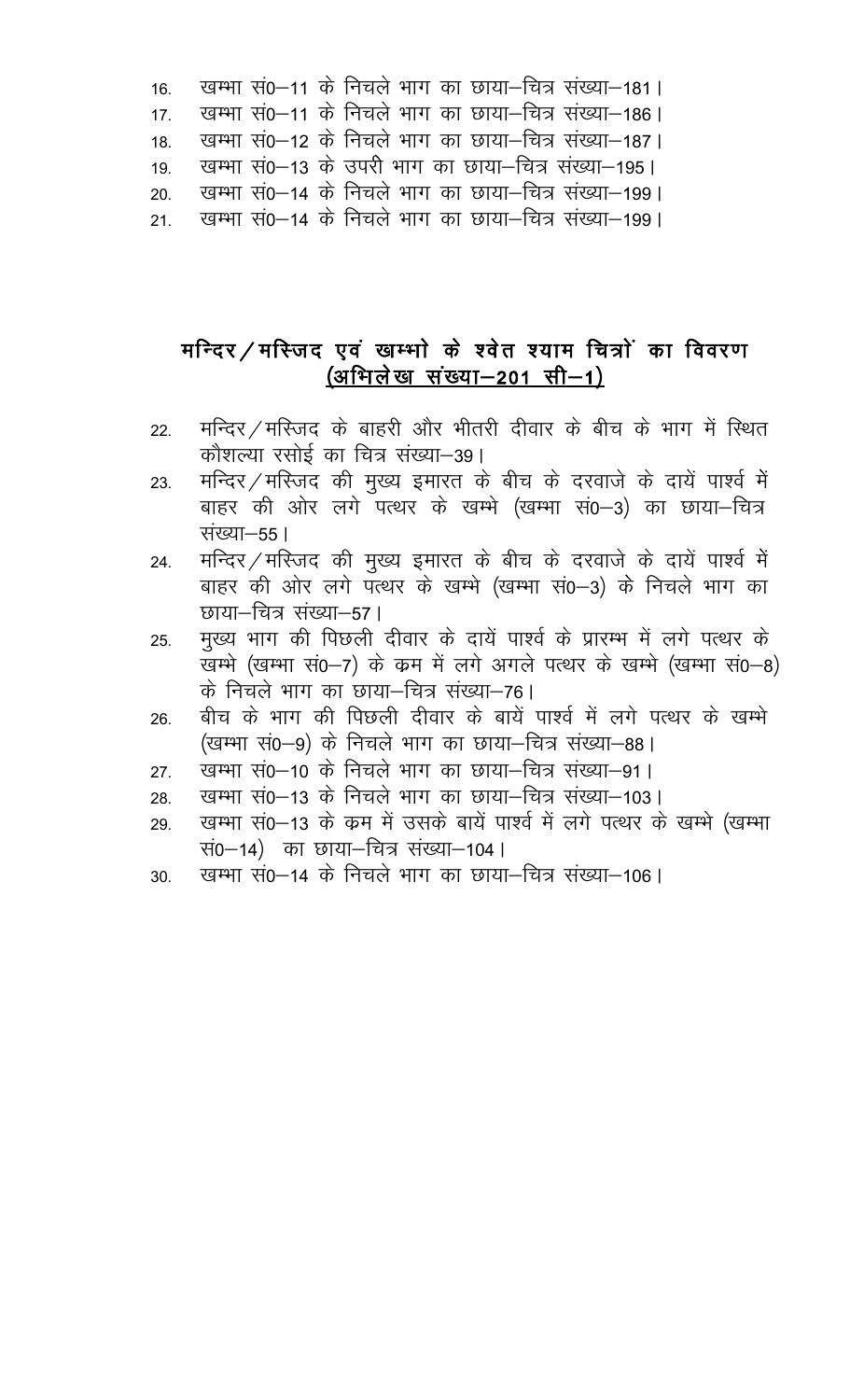16. खम्भा सं0–11 के निचले भाग का छाया–चित्र संख्या–181।
17. खम्भा सं0–11 के निचले भाग का छाया–चित्र संख्या–186।
18. खम्भा सं0–12 के निचले भाग का छाया–चित्र संख्या–187।
19. खम्भा सं0–13 के उपरी भाग का छाया–चित्र संख्या–195।
20. खम्भा सं0–14 के निचले भाग का छाया–चित्र संख्या–199।
21. खम्भा सं0–14 के निचले भाग का छाया–चित्र संख्या–199।

## मन्दिर/मस्जिद एवं खम्भो के श्वेत श्याम चित्रों का विवरण
## <u>(अभिलेख संख्या–201 सी–1)</u>

22. मन्दिर/मस्जिद के बाहरी और भीतरी दीवार के बीच के भाग में स्थित कौशल्या रसोई का चित्र संख्या–39।
23. मन्दिर/मस्जिद की मुख्य इमारत के बीच के दरवाजे के दायें पार्श्व में बाहर की ओर लगे पत्थर के खम्भे (खम्भा सं0–3) का छाया–चित्र संख्या–55।
24. मन्दिर/मस्जिद की मुख्य इमारत के बीच के दरवाजे के दायें पार्श्व में बाहर की ओर लगे पत्थर के खम्भे (खम्भा सं0–3) के निचले भाग का छाया–चित्र संख्या–57।
25. मुख्य भाग की पिछली दीवार के दायें पार्श्व के प्रारम्भ में लगे पत्थर के खम्भे (खम्भा सं0–7) के क्रम में लगे अगले पत्थर के खम्भे (खम्भा सं0–8) के निचले भाग का छाया–चित्र संख्या–76।
26. बीच के भाग की पिछली दीवार के बायें पार्श्व में लगे पत्थर के खम्भे (खम्भा सं0–9) के निचले भाग का छाया–चित्र संख्या–88।
27. खम्भा सं0–10 के निचले भाग का छाया–चित्र संख्या–91।
28. खम्भा सं0–13 के निचले भाग का छाया–चित्र संख्या–103।
29. खम्भा सं0–13 के क्रम में उसके बायें पार्श्व में लगे पत्थर के खम्भे (खम्भा सं0–14) का छाया–चित्र संख्या–104।
30. खम्भा सं0–14 के निचले भाग का छाया–चित्र संख्या–106।